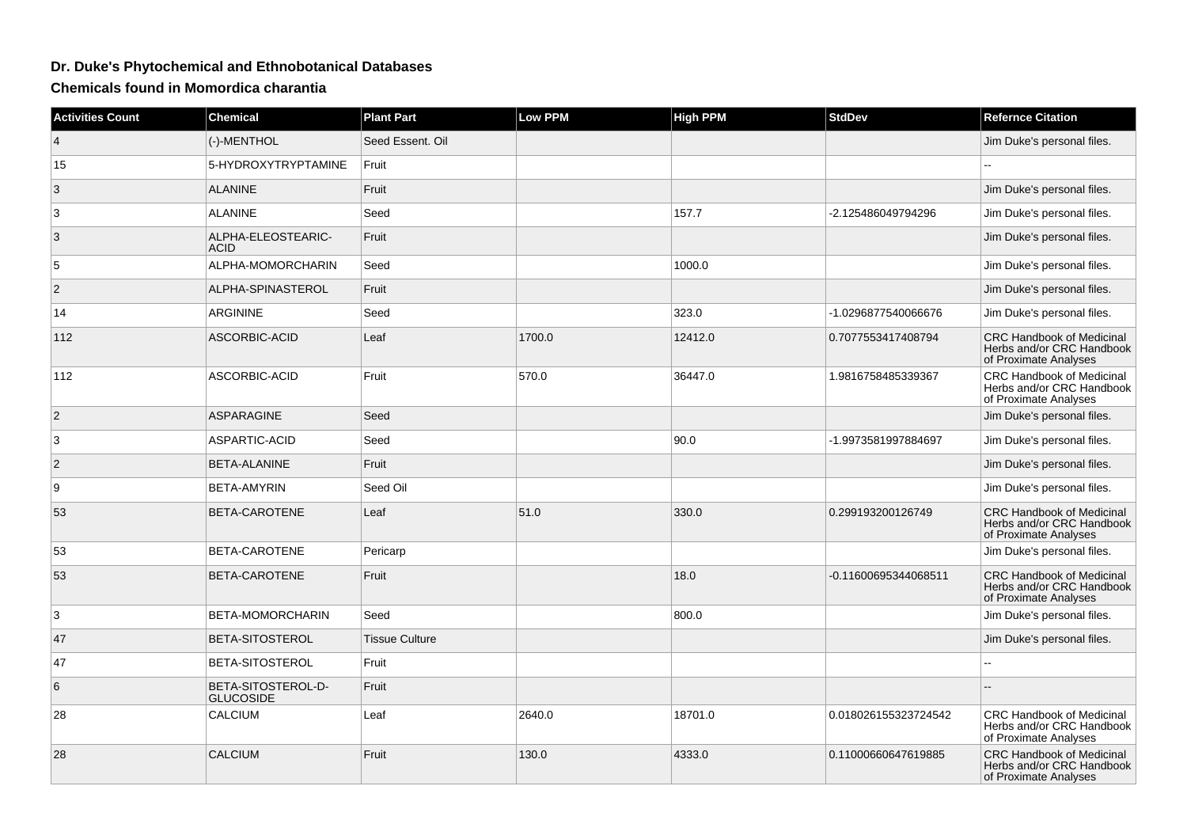## Dr. Duke's Phytochemical and Ethnobotanical Databases

### Chemicals found in Momordica charantia

| Activities Count | Chemical | Plant Part | Low PPM | High PPM | StdDev | Refernce Citation |
|---|---|---|---|---|---|---|
| 4 | (-)-MENTHOL | Seed Essent. Oil | | | | Jim Duke's personal files. |
| 15 | 5-HYDROXYTRYPTAMINE | Fruit | | | | -- |
| 3 | ALANINE | Fruit | | | | Jim Duke's personal files. |
| 3 | ALANINE | Seed | | 157.7 | -2.125486049794296 | Jim Duke's personal files. |
| 3 | ALPHA-ELEOSTEARIC-ACID | Fruit | | | | Jim Duke's personal files. |
| 5 | ALPHA-MOMORCHARIN | Seed | | 1000.0 | | Jim Duke's personal files. |
| 2 | ALPHA-SPINASTEROL | Fruit | | | | Jim Duke's personal files. |
| 14 | ARGININE | Seed | | 323.0 | -1.0296877540066676 | Jim Duke's personal files. |
| 112 | ASCORBIC-ACID | Leaf | 1700.0 | 12412.0 | 0.7077553417408794 | CRC Handbook of Medicinal Herbs and/or CRC Handbook of Proximate Analyses |
| 112 | ASCORBIC-ACID | Fruit | 570.0 | 36447.0 | 1.9816758485339367 | CRC Handbook of Medicinal Herbs and/or CRC Handbook of Proximate Analyses |
| 2 | ASPARAGINE | Seed | | | | Jim Duke's personal files. |
| 3 | ASPARTIC-ACID | Seed | | 90.0 | -1.9973581997884697 | Jim Duke's personal files. |
| 2 | BETA-ALANINE | Fruit | | | | Jim Duke's personal files. |
| 9 | BETA-AMYRIN | Seed Oil | | | | Jim Duke's personal files. |
| 53 | BETA-CAROTENE | Leaf | 51.0 | 330.0 | 0.299193200126749 | CRC Handbook of Medicinal Herbs and/or CRC Handbook of Proximate Analyses |
| 53 | BETA-CAROTENE | Pericarp | | | | Jim Duke's personal files. |
| 53 | BETA-CAROTENE | Fruit | | 18.0 | -0.11600695344068511 | CRC Handbook of Medicinal Herbs and/or CRC Handbook of Proximate Analyses |
| 3 | BETA-MOMORCHARIN | Seed | | 800.0 | | Jim Duke's personal files. |
| 47 | BETA-SITOSTEROL | Tissue Culture | | | | Jim Duke's personal files. |
| 47 | BETA-SITOSTEROL | Fruit | | | | -- |
| 6 | BETA-SITOSTEROL-D-GLUCOSIDE | Fruit | | | | -- |
| 28 | CALCIUM | Leaf | 2640.0 | 18701.0 | 0.018026155323724542 | CRC Handbook of Medicinal Herbs and/or CRC Handbook of Proximate Analyses |
| 28 | CALCIUM | Fruit | 130.0 | 4333.0 | 0.11000660647619885 | CRC Handbook of Medicinal Herbs and/or CRC Handbook of Proximate Analyses |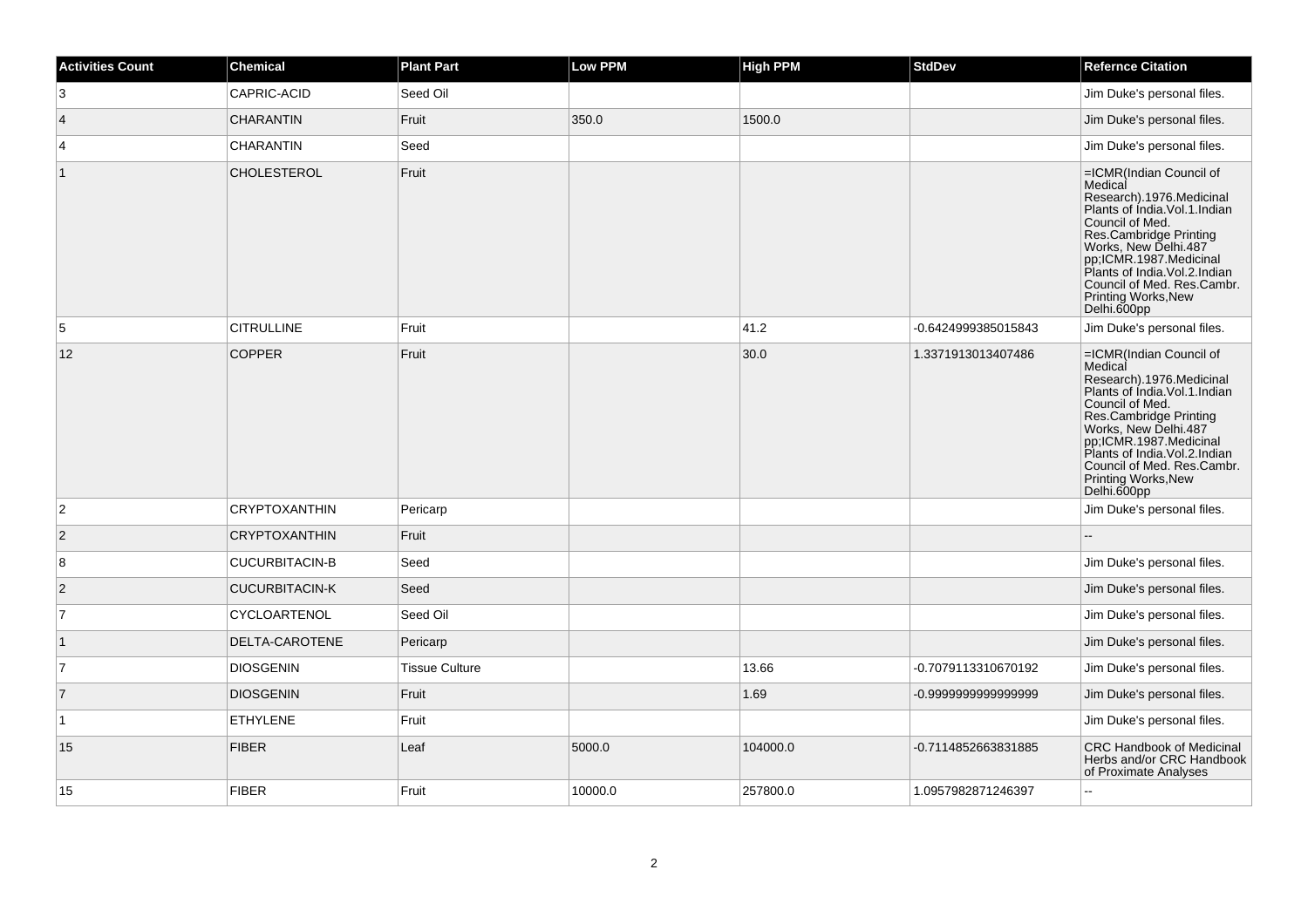| Activities Count | Chemical | Plant Part | Low PPM | High PPM | StdDev | Refernce Citation |
| --- | --- | --- | --- | --- | --- | --- |
| 3 | CAPRIC-ACID | Seed Oil | | | | Jim Duke's personal files. |
| 4 | CHARANTIN | Fruit | 350.0 | 1500.0 | | Jim Duke's personal files. |
| 4 | CHARANTIN | Seed | | | | Jim Duke's personal files. |
| 1 | CHOLESTEROL | Fruit | | | | =ICMR(Indian Council of Medical Research).1976.Medicinal Plants of India.Vol.1.Indian Council of Med. Res.Cambridge Printing Works, New Delhi.487 pp;ICMR.1987.Medicinal Plants of India.Vol.2.Indian Council of Med. Res.Cambr. Printing Works,New Delhi.600pp |
| 5 | CITRULLINE | Fruit | | 41.2 | -0.6424999385015843 | Jim Duke's personal files. |
| 12 | COPPER | Fruit | | 30.0 | 1.3371913013407486 | =ICMR(Indian Council of Medical Research).1976.Medicinal Plants of India.Vol.1.Indian Council of Med. Res.Cambridge Printing Works, New Delhi.487 pp;ICMR.1987.Medicinal Plants of India.Vol.2.Indian Council of Med. Res.Cambr. Printing Works,New Delhi.600pp |
| 2 | CRYPTOXANTHIN | Pericarp | | | | Jim Duke's personal files. |
| 2 | CRYPTOXANTHIN | Fruit | | | | -- |
| 8 | CUCURBITACIN-B | Seed | | | | Jim Duke's personal files. |
| 2 | CUCURBITACIN-K | Seed | | | | Jim Duke's personal files. |
| 7 | CYCLOARTENOL | Seed Oil | | | | Jim Duke's personal files. |
| 1 | DELTA-CAROTENE | Pericarp | | | | Jim Duke's personal files. |
| 7 | DIOSGENIN | Tissue Culture | | 13.66 | -0.7079113310670192 | Jim Duke's personal files. |
| 7 | DIOSGENIN | Fruit | | 1.69 | -0.9999999999999999 | Jim Duke's personal files. |
| 1 | ETHYLENE | Fruit | | | | Jim Duke's personal files. |
| 15 | FIBER | Leaf | 5000.0 | 104000.0 | -0.7114852663831885 | CRC Handbook of Medicinal Herbs and/or CRC Handbook of Proximate Analyses |
| 15 | FIBER | Fruit | 10000.0 | 257800.0 | 1.0957982871246397 | -- |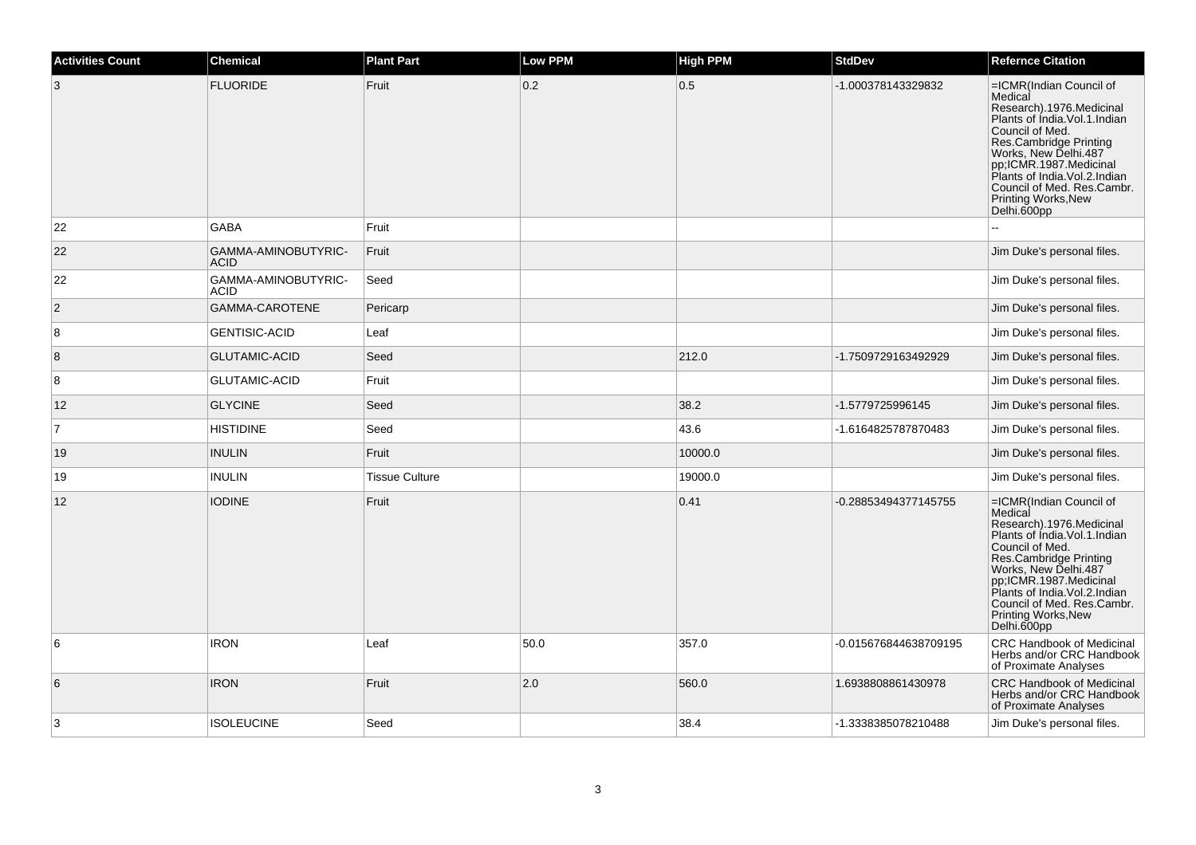| Activities Count | Chemical | Plant Part | Low PPM | High PPM | StdDev | Refernce Citation |
|---|---|---|---|---|---|---|
| 3 | FLUORIDE | Fruit | 0.2 | 0.5 | -1.000378143329832 | =ICMR(Indian Council of Medical Research).1976.Medicinal Plants of India.Vol.1.Indian Council of Med. Res.Cambridge Printing Works, New Delhi.487 pp;ICMR.1987.Medicinal Plants of India.Vol.2.Indian Council of Med. Res.Cambr. Printing Works,New Delhi.600pp |
| 22 | GABA | Fruit | | | | -- |
| 22 | GAMMA-AMINOBUTYRIC-ACID | Fruit | | | | Jim Duke's personal files. |
| 22 | GAMMA-AMINOBUTYRIC-ACID | Seed | | | | Jim Duke's personal files. |
| 2 | GAMMA-CAROTENE | Pericarp | | | | Jim Duke's personal files. |
| 8 | GENTISIC-ACID | Leaf | | | | Jim Duke's personal files. |
| 8 | GLUTAMIC-ACID | Seed | | 212.0 | -1.7509729163492929 | Jim Duke's personal files. |
| 8 | GLUTAMIC-ACID | Fruit | | | | Jim Duke's personal files. |
| 12 | GLYCINE | Seed | | 38.2 | -1.5779725996145 | Jim Duke's personal files. |
| 7 | HISTIDINE | Seed | | 43.6 | -1.6164825787870483 | Jim Duke's personal files. |
| 19 | INULIN | Fruit | | 10000.0 | | Jim Duke's personal files. |
| 19 | INULIN | Tissue Culture | | 19000.0 | | Jim Duke's personal files. |
| 12 | IODINE | Fruit | | 0.41 | -0.28853494377145755 | =ICMR(Indian Council of Medical Research).1976.Medicinal Plants of India.Vol.1.Indian Council of Med. Res.Cambridge Printing Works, New Delhi.487 pp;ICMR.1987.Medicinal Plants of India.Vol.2.Indian Council of Med. Res.Cambr. Printing Works,New Delhi.600pp |
| 6 | IRON | Leaf | 50.0 | 357.0 | -0.015676844638709195 | CRC Handbook of Medicinal Herbs and/or CRC Handbook of Proximate Analyses |
| 6 | IRON | Fruit | 2.0 | 560.0 | 1.6938808861430978 | CRC Handbook of Medicinal Herbs and/or CRC Handbook of Proximate Analyses |
| 3 | ISOLEUCINE | Seed | | 38.4 | -1.3338385078210488 | Jim Duke's personal files. |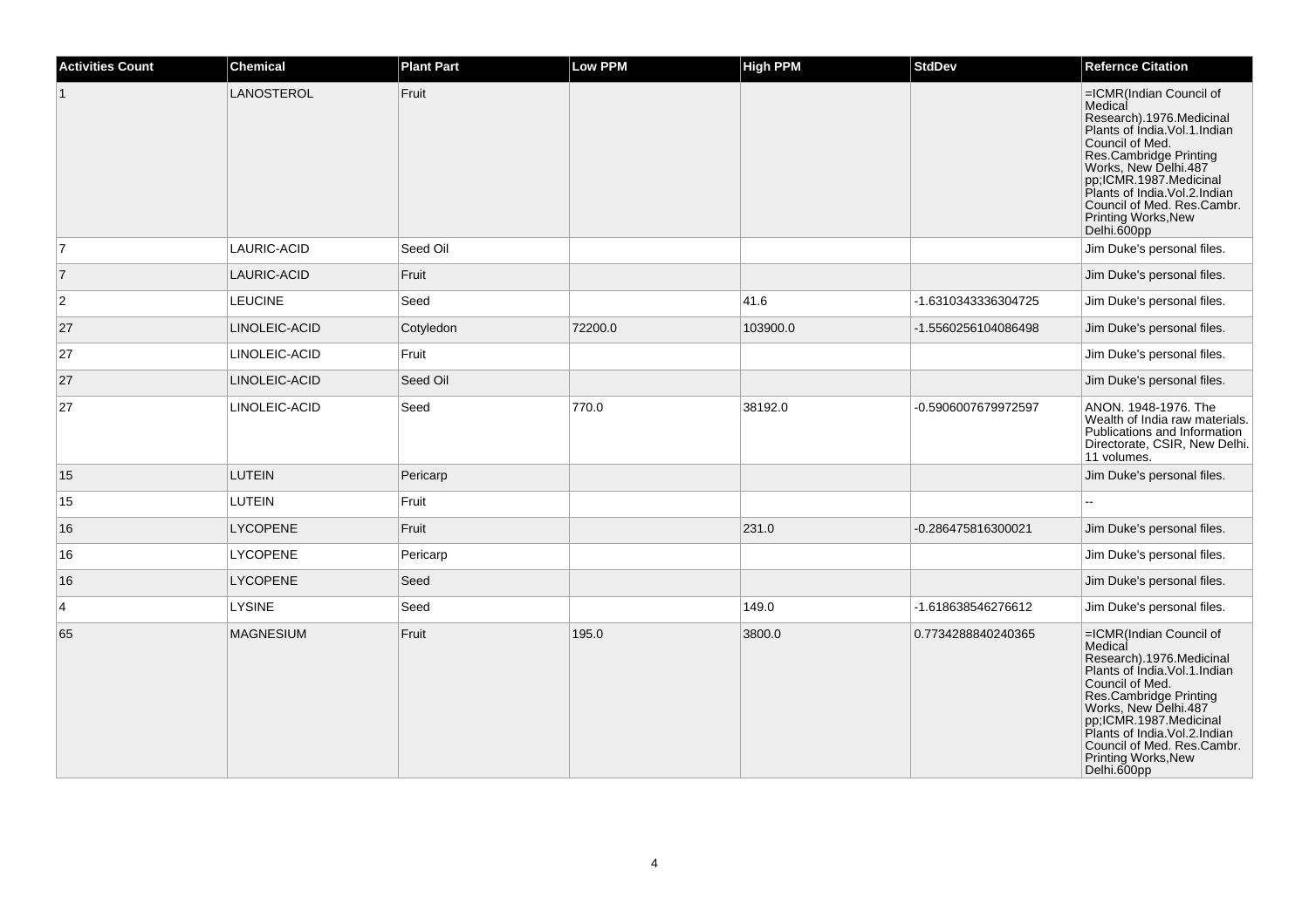| Activities Count | Chemical | Plant Part | Low PPM | High PPM | StdDev | Refernce Citation |
|---|---|---|---|---|---|---|
| 1 | LANOSTEROL | Fruit | | | | =ICMR(Indian Council of Medical Research).1976.Medicinal Plants of India.Vol.1.Indian Council of Med. Res.Cambridge Printing Works, New Delhi.487 pp;ICMR.1987.Medicinal Plants of India.Vol.2.Indian Council of Med. Res.Cambr. Printing Works,New Delhi.600pp |
| 7 | LAURIC-ACID | Seed Oil | | | | Jim Duke's personal files. |
| 7 | LAURIC-ACID | Fruit | | | | Jim Duke's personal files. |
| 2 | LEUCINE | Seed | | 41.6 | -1.6310343336304725 | Jim Duke's personal files. |
| 27 | LINOLEIC-ACID | Cotyledon | 72200.0 | 103900.0 | -1.5560256104086498 | Jim Duke's personal files. |
| 27 | LINOLEIC-ACID | Fruit | | | | Jim Duke's personal files. |
| 27 | LINOLEIC-ACID | Seed Oil | | | | Jim Duke's personal files. |
| 27 | LINOLEIC-ACID | Seed | 770.0 | 38192.0 | -0.5906007679972597 | ANON. 1948-1976. The Wealth of India raw materials. Publications and Information Directorate, CSIR, New Delhi. 11 volumes. |
| 15 | LUTEIN | Pericarp | | | | Jim Duke's personal files. |
| 15 | LUTEIN | Fruit | | | | -- |
| 16 | LYCOPENE | Fruit | | 231.0 | -0.286475816300021 | Jim Duke's personal files. |
| 16 | LYCOPENE | Pericarp | | | | Jim Duke's personal files. |
| 16 | LYCOPENE | Seed | | | | Jim Duke's personal files. |
| 4 | LYSINE | Seed | | 149.0 | -1.618638546276612 | Jim Duke's personal files. |
| 65 | MAGNESIUM | Fruit | 195.0 | 3800.0 | 0.7734288840240365 | =ICMR(Indian Council of Medical Research).1976.Medicinal Plants of India.Vol.1.Indian Council of Med. Res.Cambridge Printing Works, New Delhi.487 pp;ICMR.1987.Medicinal Plants of India.Vol.2.Indian Council of Med. Res.Cambr. Printing Works,New Delhi.600pp |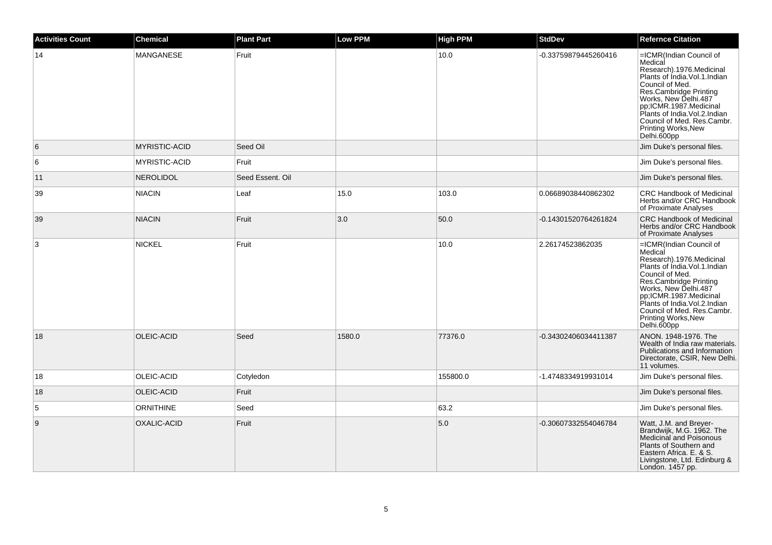| Activities Count | Chemical | Plant Part | Low PPM | High PPM | StdDev | Refernce Citation |
| --- | --- | --- | --- | --- | --- | --- |
| 14 | MANGANESE | Fruit | | 10.0 | -0.33759879445260416 | =ICMR(Indian Council of Medical Research).1976.Medicinal Plants of India.Vol.1.Indian Council of Med. Res.Cambridge Printing Works, New Delhi.487 pp;ICMR.1987.Medicinal Plants of India.Vol.2.Indian Council of Med. Res.Cambr. Printing Works,New Delhi.600pp |
| 6 | MYRISTIC-ACID | Seed Oil | | | | Jim Duke's personal files. |
| 6 | MYRISTIC-ACID | Fruit | | | | Jim Duke's personal files. |
| 11 | NEROLIDOL | Seed Essent. Oil | | | | Jim Duke's personal files. |
| 39 | NIACIN | Leaf | 15.0 | 103.0 | 0.06689038440862302 | CRC Handbook of Medicinal Herbs and/or CRC Handbook of Proximate Analyses |
| 39 | NIACIN | Fruit | 3.0 | 50.0 | -0.14301520764261824 | CRC Handbook of Medicinal Herbs and/or CRC Handbook of Proximate Analyses |
| 3 | NICKEL | Fruit | | 10.0 | 2.26174523862035 | =ICMR(Indian Council of Medical Research).1976.Medicinal Plants of India.Vol.1.Indian Council of Med. Res.Cambridge Printing Works, New Delhi.487 pp;ICMR.1987.Medicinal Plants of India.Vol.2.Indian Council of Med. Res.Cambr. Printing Works,New Delhi.600pp |
| 18 | OLEIC-ACID | Seed | 1580.0 | 77376.0 | -0.34302406034411387 | ANON. 1948-1976. The Wealth of India raw materials. Publications and Information Directorate, CSIR, New Delhi. 11 volumes. |
| 18 | OLEIC-ACID | Cotyledon | | 155800.0 | -1.4748334919931014 | Jim Duke's personal files. |
| 18 | OLEIC-ACID | Fruit | | | | Jim Duke's personal files. |
| 5 | ORNITHINE | Seed | | 63.2 | | Jim Duke's personal files. |
| 9 | OXALIC-ACID | Fruit | | 5.0 | -0.30607332554046784 | Watt, J.M. and Breyer-Brandwijk, M.G. 1962. The Medicinal and Poisonous Plants of Southern and Eastern Africa. E. & S. Livingstone, Ltd. Edinburg & London. 1457 pp. |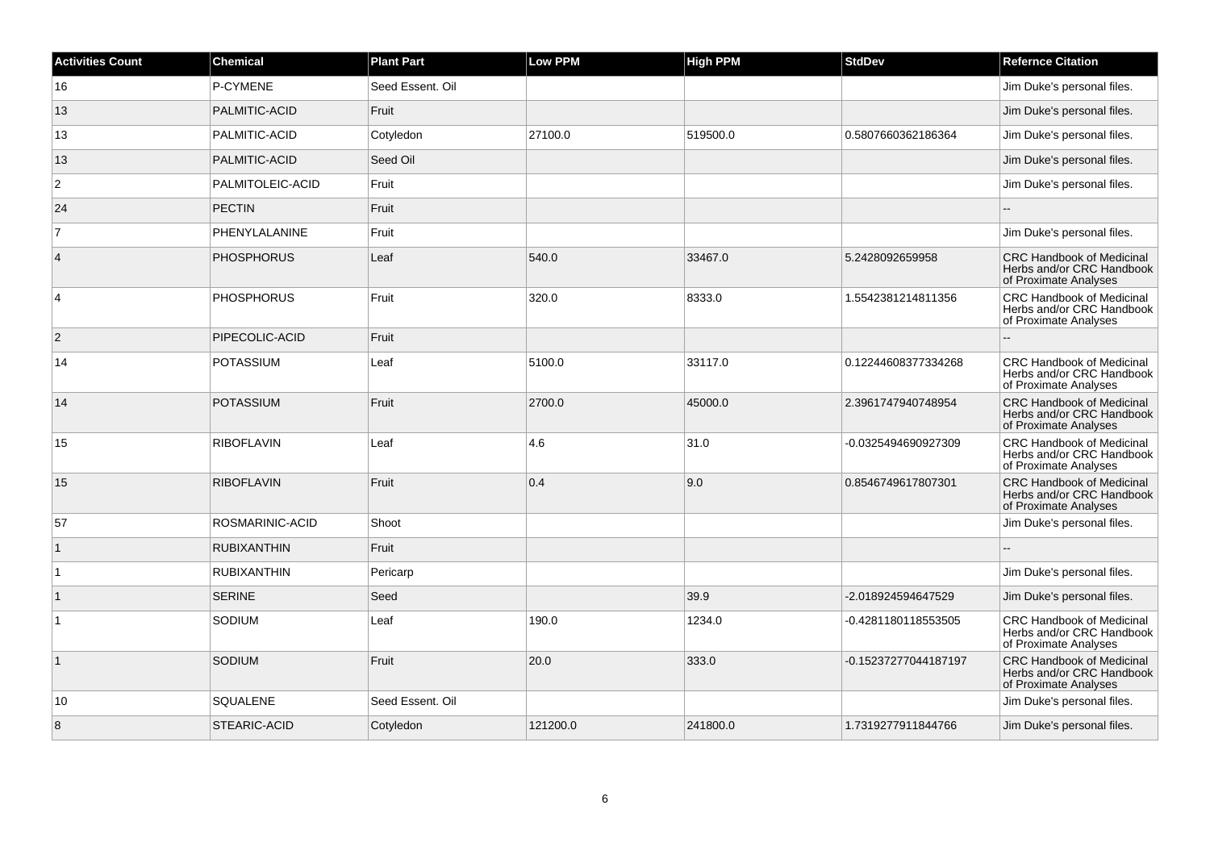| Activities Count | Chemical | Plant Part | Low PPM | High PPM | StdDev | Refernce Citation |
|---|---|---|---|---|---|---|
| 16 | P-CYMENE | Seed Essent. Oil | | | | Jim Duke's personal files. |
| 13 | PALMITIC-ACID | Fruit | | | | Jim Duke's personal files. |
| 13 | PALMITIC-ACID | Cotyledon | 27100.0 | 519500.0 | 0.5807660362186364 | Jim Duke's personal files. |
| 13 | PALMITIC-ACID | Seed Oil | | | | Jim Duke's personal files. |
| 2 | PALMITOLEIC-ACID | Fruit | | | | Jim Duke's personal files. |
| 24 | PECTIN | Fruit | | | | -- |
| 7 | PHENYLALANINE | Fruit | | | | Jim Duke's personal files. |
| 4 | PHOSPHORUS | Leaf | 540.0 | 33467.0 | 5.2428092659958 | CRC Handbook of Medicinal Herbs and/or CRC Handbook of Proximate Analyses |
| 4 | PHOSPHORUS | Fruit | 320.0 | 8333.0 | 1.5542381214811356 | CRC Handbook of Medicinal Herbs and/or CRC Handbook of Proximate Analyses |
| 2 | PIPECOLIC-ACID | Fruit | | | | -- |
| 14 | POTASSIUM | Leaf | 5100.0 | 33117.0 | 0.12244608377334268 | CRC Handbook of Medicinal Herbs and/or CRC Handbook of Proximate Analyses |
| 14 | POTASSIUM | Fruit | 2700.0 | 45000.0 | 2.3961747940748954 | CRC Handbook of Medicinal Herbs and/or CRC Handbook of Proximate Analyses |
| 15 | RIBOFLAVIN | Leaf | 4.6 | 31.0 | -0.0325494690927309 | CRC Handbook of Medicinal Herbs and/or CRC Handbook of Proximate Analyses |
| 15 | RIBOFLAVIN | Fruit | 0.4 | 9.0 | 0.8546749617807301 | CRC Handbook of Medicinal Herbs and/or CRC Handbook of Proximate Analyses |
| 57 | ROSMARINIC-ACID | Shoot | | | | Jim Duke's personal files. |
| 1 | RUBIXANTHIN | Fruit | | | | -- |
| 1 | RUBIXANTHIN | Pericarp | | | | Jim Duke's personal files. |
| 1 | SERINE | Seed | | 39.9 | -2.018924594647529 | Jim Duke's personal files. |
| 1 | SODIUM | Leaf | 190.0 | 1234.0 | -0.4281180118553505 | CRC Handbook of Medicinal Herbs and/or CRC Handbook of Proximate Analyses |
| 1 | SODIUM | Fruit | 20.0 | 333.0 | -0.15237277044187197 | CRC Handbook of Medicinal Herbs and/or CRC Handbook of Proximate Analyses |
| 10 | SQUALENE | Seed Essent. Oil | | | | Jim Duke's personal files. |
| 8 | STEARIC-ACID | Cotyledon | 121200.0 | 241800.0 | 1.7319277911844766 | Jim Duke's personal files. |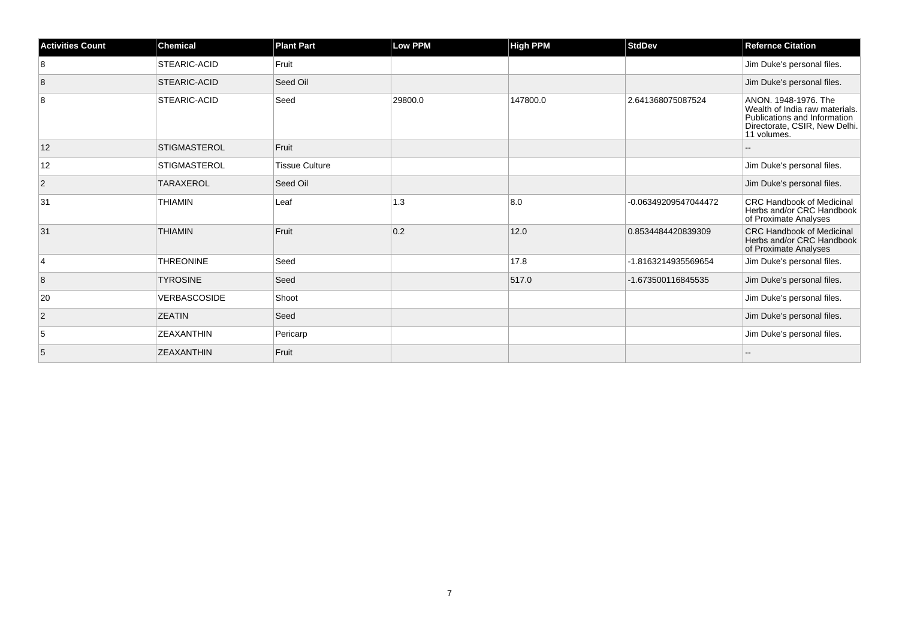| Activities Count | Chemical | Plant Part | Low PPM | High PPM | StdDev | Refernce Citation |
| --- | --- | --- | --- | --- | --- | --- |
| 8 | STEARIC-ACID | Fruit | | | | Jim Duke's personal files. |
| 8 | STEARIC-ACID | Seed Oil | | | | Jim Duke's personal files. |
| 8 | STEARIC-ACID | Seed | 29800.0 | 147800.0 | 2.641368075087524 | ANON. 1948-1976. The Wealth of India raw materials. Publications and Information Directorate, CSIR, New Delhi. 11 volumes. |
| 12 | STIGMASTEROL | Fruit | | | | -- |
| 12 | STIGMASTEROL | Tissue Culture | | | | Jim Duke's personal files. |
| 2 | TARAXEROL | Seed Oil | | | | Jim Duke's personal files. |
| 31 | THIAMIN | Leaf | 1.3 | 8.0 | -0.06349209547044472 | CRC Handbook of Medicinal Herbs and/or CRC Handbook of Proximate Analyses |
| 31 | THIAMIN | Fruit | 0.2 | 12.0 | 0.8534484420839309 | CRC Handbook of Medicinal Herbs and/or CRC Handbook of Proximate Analyses |
| 4 | THREONINE | Seed | | 17.8 | -1.8163214935569654 | Jim Duke's personal files. |
| 8 | TYROSINE | Seed | | 517.0 | -1.673500116845535 | Jim Duke's personal files. |
| 20 | VERBASCOSIDE | Shoot | | | | Jim Duke's personal files. |
| 2 | ZEATIN | Seed | | | | Jim Duke's personal files. |
| 5 | ZEAXANTHIN | Pericarp | | | | Jim Duke's personal files. |
| 5 | ZEAXANTHIN | Fruit | | | | -- |